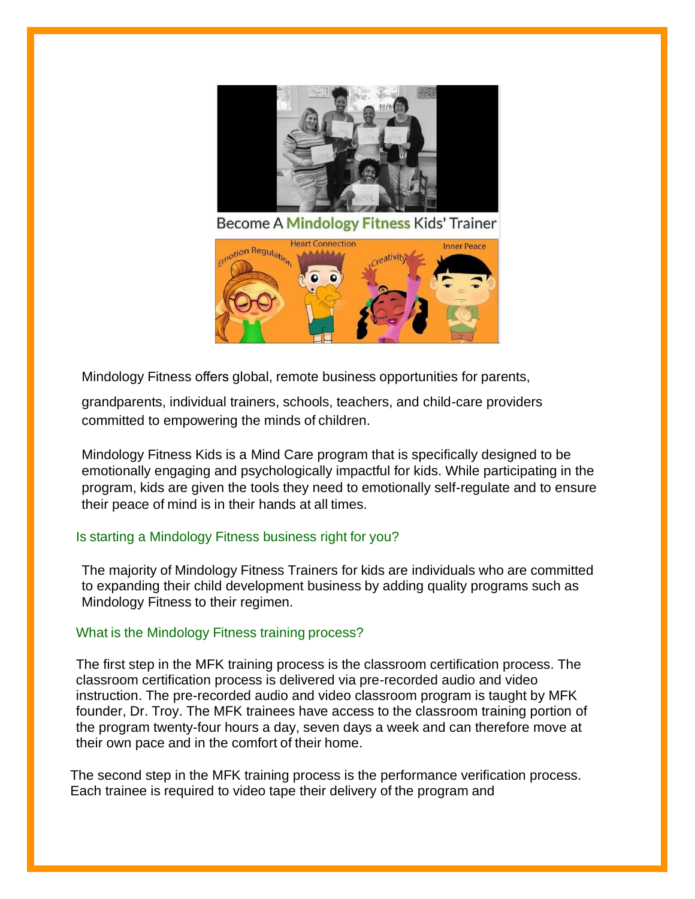Become A Mindology Fitness Kids' Trainer

Emotion Regulation Heart Connection Creativity Inner Peace

Mindology Fitness offers global, remote business opportunities for parents, grandparents, individual trainers, schools, teachers, and child-care providers committed to empowering the minds of children.

Mindology Fitness Kids is a Mind Care program that is specifically designed to be emotionally engaging and psychologically impactful for kids. While participating in the program, kids are given the tools they need to emotionally self-regulate and to ensure their peace of mind is in their hands at all times.

## Is starting a Mindology Fitness business right for you?

The majority of Mindology Fitness Trainers for kids are individuals who are committed to expanding their child development business by adding quality programs such as Mindology Fitness to their regimen.

## What is the Mindology Fitness training process?

The first step in the MFK training process is the classroom certification process. The classroom certification process is delivered via pre-recorded audio and video instruction. The pre-recorded audio and video classroom program is taught by MFK founder, Dr. Troy. The MFK trainees have access to the classroom training portion of the program twenty-four hours a day, seven days a week and can therefore move at their own pace and in the comfort of their home.

The second step in the MFK training process is the performance verification process. Each trainee is required to video tape their delivery of the program and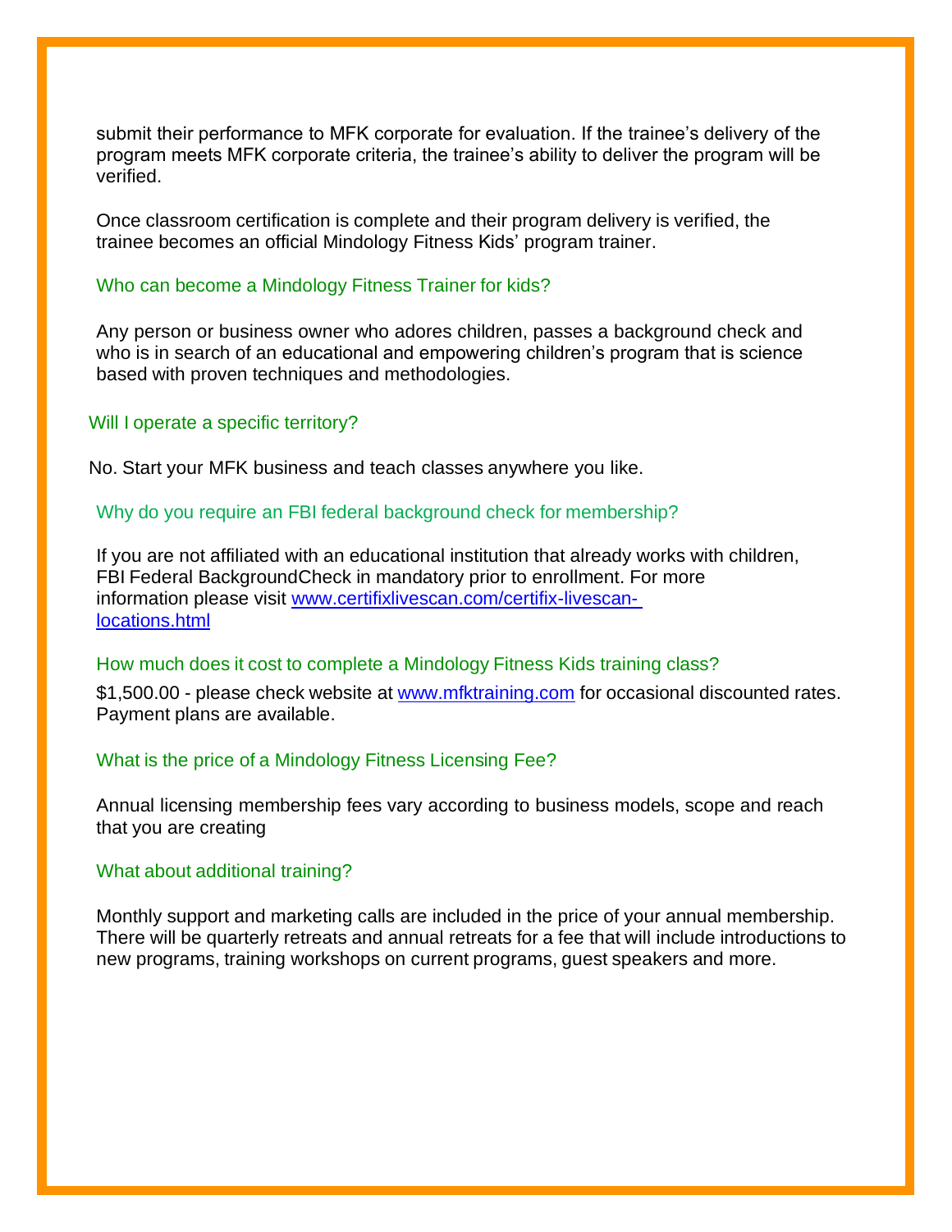submit their performance to MFK corporate for evaluation. If the trainee's delivery of the program meets MFK corporate criteria, the trainee's ability to deliver the program will be verified.

Once classroom certification is complete and their program delivery is verified, the trainee becomes an official Mindology Fitness Kids' program trainer.

### Who can become a Mindology Fitness Trainer for kids?

Any person or business owner who adores children, passes a background check and who is in search of an educational and empowering children's program that is science based with proven techniques and methodologies.

### Will I operate a specific territory?

No. Start your MFK business and teach classes anywhere you like.

### Why do you require an FBI federal background check for membership?

If you are not affiliated with an educational institution that already works with children, FBI Federal BackgroundCheck in mandatory prior to enrollment. For more information please visit [www.certifixlivescan.com/certifix-livescan-locations.html](www.certifixlivescan.com/certifix-livescan-locations.html)

### How much does it cost to complete a Mindology Fitness Kids training class?

$1,500.00 - please check website at [www.mfktraining.com](www.mfktraining.com) for occasional discounted rates. Payment plans are available.

### What is the price of a Mindology Fitness Licensing Fee?

Annual licensing membership fees vary according to business models, scope and reach that you are creating

### What about additional training?

Monthly support and marketing calls are included in the price of your annual membership. There will be quarterly retreats and annual retreats for a fee that will include introductions to new programs, training workshops on current programs, guest speakers and more.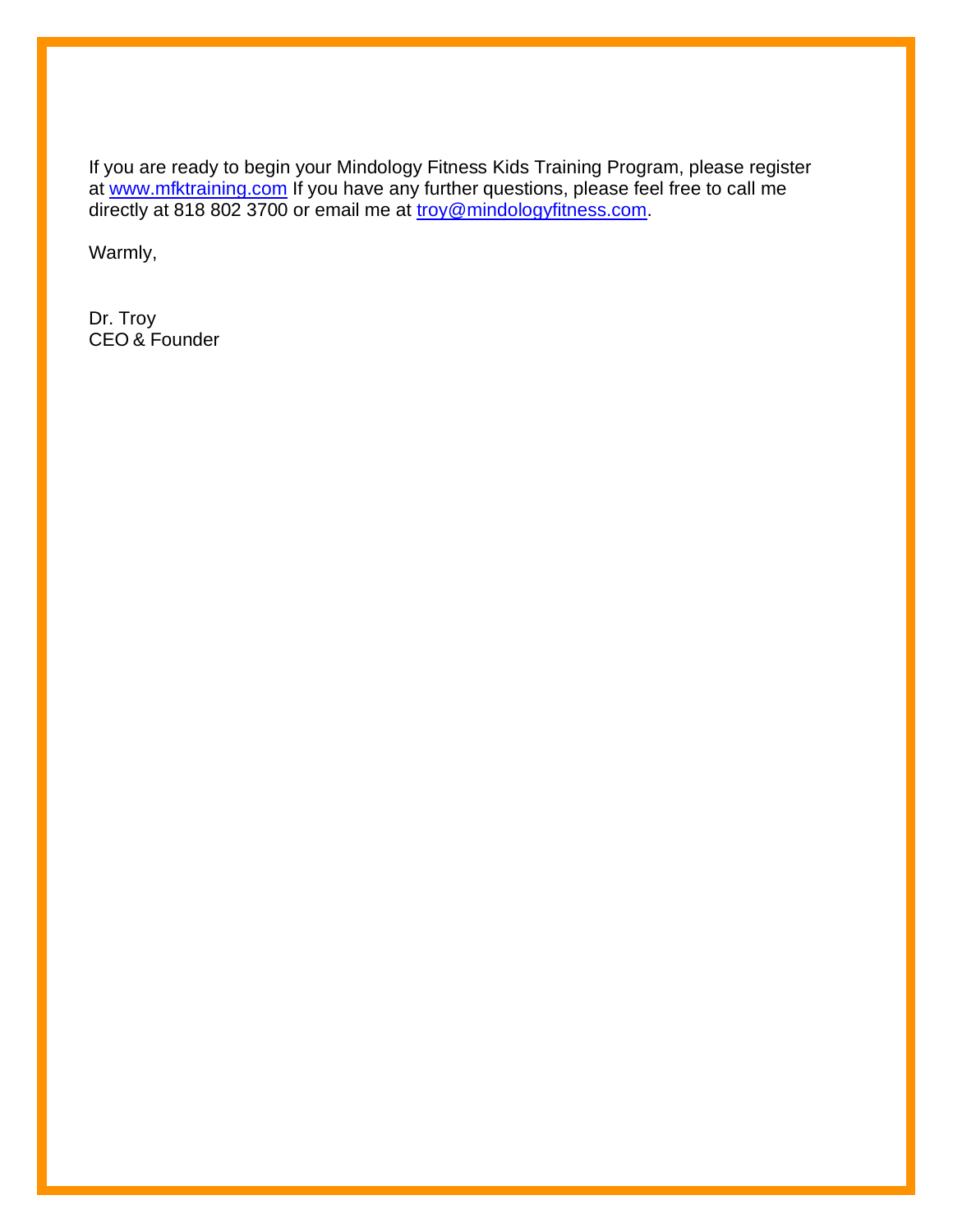If you are ready to begin your Mindology Fitness Kids Training Program, please register at www.mfktraining.com If you have any further questions, please feel free to call me directly at 818 802 3700 or email me at troy@mindologyfitness.com.

Warmly,

Dr. Troy  
CEO & Founder